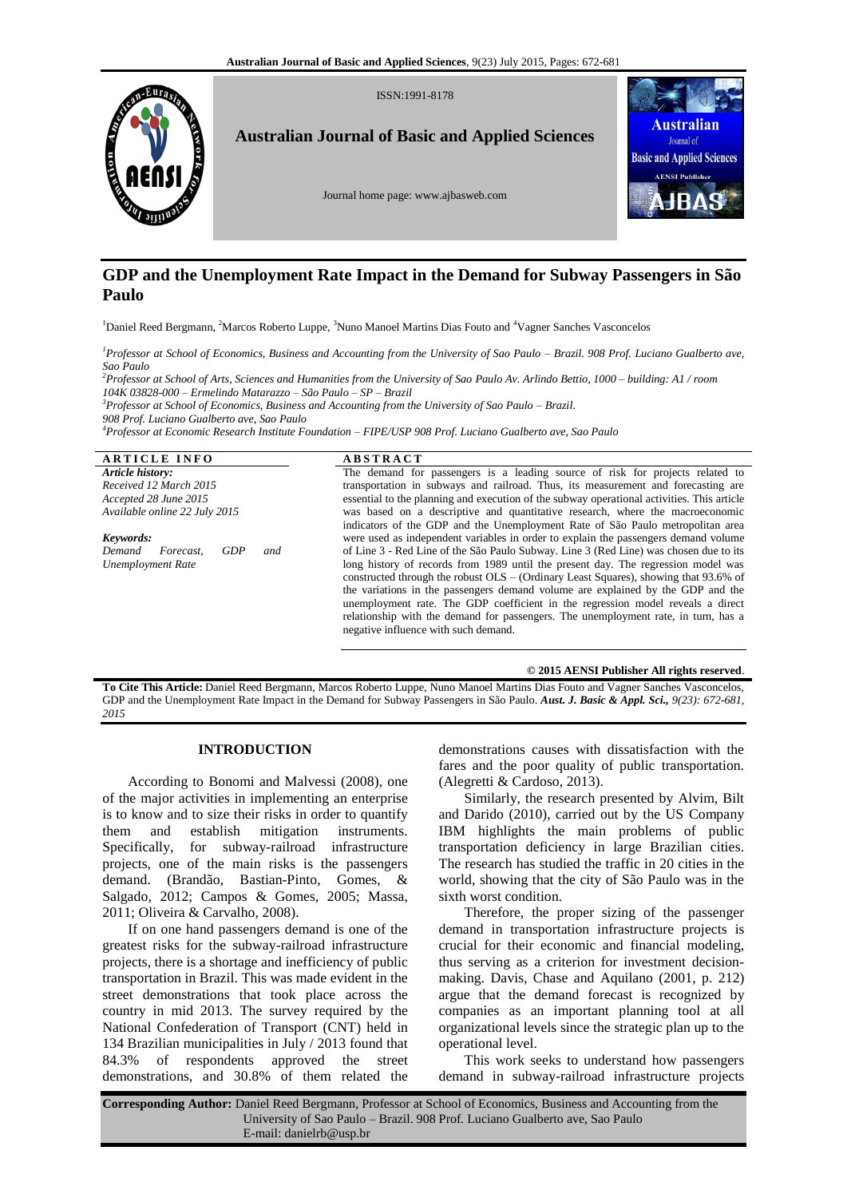ISSN:1991-8178

**Australian Journal of Basic and Applied Sciences**

Journal home page: www.ajbasweb.com

# GDP and the Unemployment Rate Impact in the Demand for Subway Passengers in São Paulo

[1]Daniel Reed Bergmann, [2]Marcos Roberto Luppe, [3]Nuno Manoel Martins Dias Fouto and [4]Vagner Sanches Vasconcelos

[1]*Professor at School of Economics, Business and Accounting from the University of Sao Paulo – Brazil. 908 Prof. Luciano Gualberto ave, Sao Paulo*
[2]*Professor at School of Arts, Sciences and Humanities from the University of Sao Paulo Av. Arlindo Bettio, 1000 – building: A1 / room 104K 03828-000 – Ermelindo Matarazzo – São Paulo – SP – Brazil*
[3]*Professor at School of Economics, Business and Accounting from the University of Sao Paulo – Brazil. 908 Prof. Luciano Gualberto ave, Sao Paulo*
[4]*Professor at Economic Research Institute Foundation – FIPE/USP 908 Prof. Luciano Gualberto ave, Sao Paulo*

**ARTICLE INFO**

*Article history:*
*Received 12 March 2015*
*Accepted 28 June 2015*
*Available online 22 July 2015*

*Keywords:*
*Demand Forecast, GDP and Unemployment Rate*

**ABSTRACT**

The demand for passengers is a leading source of risk for projects related to transportation in subways and railroad. Thus, its measurement and forecasting are essential to the planning and execution of the subway operational activities. This article was based on a descriptive and quantitative research, where the macroeconomic indicators of the GDP and the Unemployment Rate of São Paulo metropolitan area were used as independent variables in order to explain the passengers demand volume of Line 3 - Red Line of the São Paulo Subway. Line 3 (Red Line) was chosen due to its long history of records from 1989 until the present day. The regression model was constructed through the robust OLS – (Ordinary Least Squares), showing that 93.6% of the variations in the passengers demand volume are explained by the GDP and the unemployment rate. The GDP coefficient in the regression model reveals a direct relationship with the demand for passengers. The unemployment rate, in turn, has a negative influence with such demand.

**© 2015 AENSI Publisher All rights reserved**.

**To Cite This Article:** Daniel Reed Bergmann, Marcos Roberto Luppe, Nuno Manoel Martins Dias Fouto and Vagner Sanches Vasconcelos, GDP and the Unemployment Rate Impact in the Demand for Subway Passengers in São Paulo. ***Aust. J. Basic & Appl. Sci.,*** *9(23): 672-681, 2015*

## INTRODUCTION

According to Bonomi and Malvessi (2008), one of the major activities in implementing an enterprise is to know and to size their risks in order to quantify them and establish mitigation instruments. Specifically, for subway-railroad infrastructure projects, one of the main risks is the passengers demand. (Brandão, Bastian-Pinto, Gomes, & Salgado, 2012; Campos & Gomes, 2005; Massa, 2011; Oliveira & Carvalho, 2008).

If on one hand passengers demand is one of the greatest risks for the subway-railroad infrastructure projects, there is a shortage and inefficiency of public transportation in Brazil. This was made evident in the street demonstrations that took place across the country in mid 2013. The survey required by the National Confederation of Transport (CNT) held in 134 Brazilian municipalities in July / 2013 found that 84.3% of respondents approved the street demonstrations, and 30.8% of them related the demonstrations causes with dissatisfaction with the fares and the poor quality of public transportation. (Alegretti & Cardoso, 2013).

Similarly, the research presented by Alvim, Bilt and Darido (2010), carried out by the US Company IBM highlights the main problems of public transportation deficiency in large Brazilian cities. The research has studied the traffic in 20 cities in the world, showing that the city of São Paulo was in the sixth worst condition.

Therefore, the proper sizing of the passenger demand in transportation infrastructure projects is crucial for their economic and financial modeling, thus serving as a criterion for investment decision-making. Davis, Chase and Aquilano (2001, p. 212) argue that the demand forecast is recognized by companies as an important planning tool at all organizational levels since the strategic plan up to the operational level.

This work seeks to understand how passengers demand in subway-railroad infrastructure projects

**Corresponding Author:** Daniel Reed Bergmann, Professor at School of Economics, Business and Accounting from the University of Sao Paulo – Brazil. 908 Prof. Luciano Gualberto ave, Sao Paulo
E-mail: danielrb@usp.br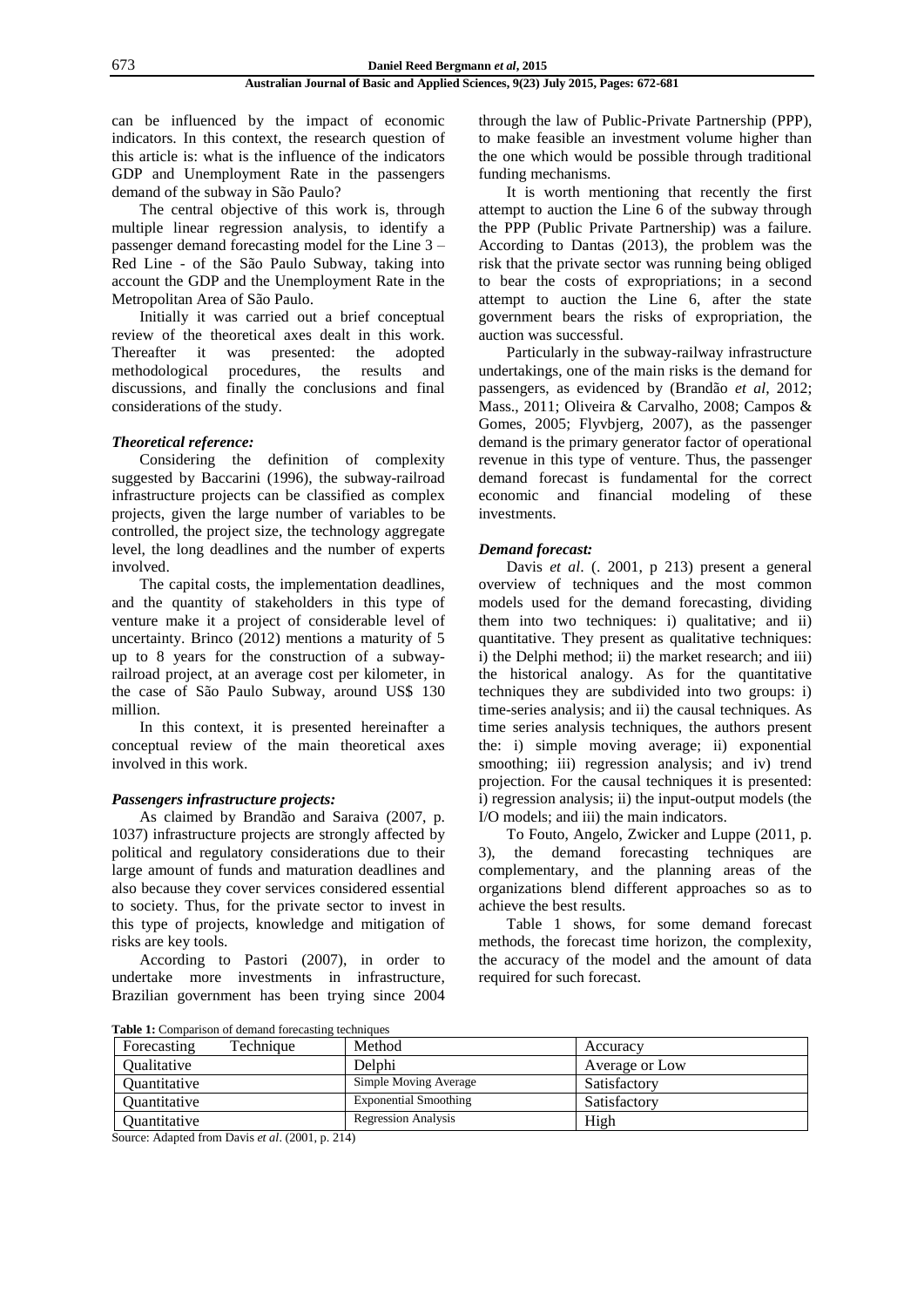can be influenced by the impact of economic indicators. In this context, the research question of this article is: what is the influence of the indicators GDP and Unemployment Rate in the passengers demand of the subway in São Paulo?

The central objective of this work is, through multiple linear regression analysis, to identify a passenger demand forecasting model for the Line 3 – Red Line - of the São Paulo Subway, taking into account the GDP and the Unemployment Rate in the Metropolitan Area of São Paulo.

Initially it was carried out a brief conceptual review of the theoretical axes dealt in this work. Thereafter it was presented: the adopted methodological procedures, the results and discussions, and finally the conclusions and final considerations of the study.

### *Theoretical reference:*

Considering the definition of complexity suggested by Baccarini (1996), the subway-railroad infrastructure projects can be classified as complex projects, given the large number of variables to be controlled, the project size, the technology aggregate level, the long deadlines and the number of experts involved.

The capital costs, the implementation deadlines, and the quantity of stakeholders in this type of venture make it a project of considerable level of uncertainty. Brinco (2012) mentions a maturity of 5 up to 8 years for the construction of a subway-railroad project, at an average cost per kilometer, in the case of São Paulo Subway, around US$ 130 million.

In this context, it is presented hereinafter a conceptual review of the main theoretical axes involved in this work.

### *Passengers infrastructure projects:*

As claimed by Brandão and Saraiva (2007, p. 1037) infrastructure projects are strongly affected by political and regulatory considerations due to their large amount of funds and maturation deadlines and also because they cover services considered essential to society. Thus, for the private sector to invest in this type of projects, knowledge and mitigation of risks are key tools.

According to Pastori (2007), in order to undertake more investments in infrastructure, Brazilian government has been trying since 2004 through the law of Public-Private Partnership (PPP), to make feasible an investment volume higher than the one which would be possible through traditional funding mechanisms.

It is worth mentioning that recently the first attempt to auction the Line 6 of the subway through the PPP (Public Private Partnership) was a failure. According to Dantas (2013), the problem was the risk that the private sector was running being obliged to bear the costs of expropriations; in a second attempt to auction the Line 6, after the state government bears the risks of expropriation, the auction was successful.

Particularly in the subway-railway infrastructure undertakings, one of the main risks is the demand for passengers, as evidenced by (Brandão *et al*, 2012; Mass., 2011; Oliveira & Carvalho, 2008; Campos & Gomes, 2005; Flyvbjerg, 2007), as the passenger demand is the primary generator factor of operational revenue in this type of venture. Thus, the passenger demand forecast is fundamental for the correct economic and financial modeling of these investments.

### *Demand forecast:*

Davis *et al*. (. 2001, p 213) present a general overview of techniques and the most common models used for the demand forecasting, dividing them into two techniques: i) qualitative; and ii) quantitative. They present as qualitative techniques: i) the Delphi method; ii) the market research; and iii) the historical analogy. As for the quantitative techniques they are subdivided into two groups: i) time-series analysis; and ii) the causal techniques. As time series analysis techniques, the authors present the: i) simple moving average; ii) exponential smoothing; iii) regression analysis; and iv) trend projection. For the causal techniques it is presented: i) regression analysis; ii) the input-output models (the I/O models; and iii) the main indicators.

To Fouto, Angelo, Zwicker and Luppe (2011, p. 3), the demand forecasting techniques are complementary, and the planning areas of the organizations blend different approaches so as to achieve the best results.

Table 1 shows, for some demand forecast methods, the forecast time horizon, the complexity, the accuracy of the model and the amount of data required for such forecast.

**Table 1:** Comparison of demand forecasting techniques

| Forecasting Technique | Method | Accuracy |
|---|---|---|
| Qualitative | Delphi | Average or Low |
| Quantitative | Simple Moving Average | Satisfactory |
| Quantitative | Exponential Smoothing | Satisfactory |
| Quantitative | Regression Analysis | High |

Source: Adapted from Davis *et al*. (2001, p. 214)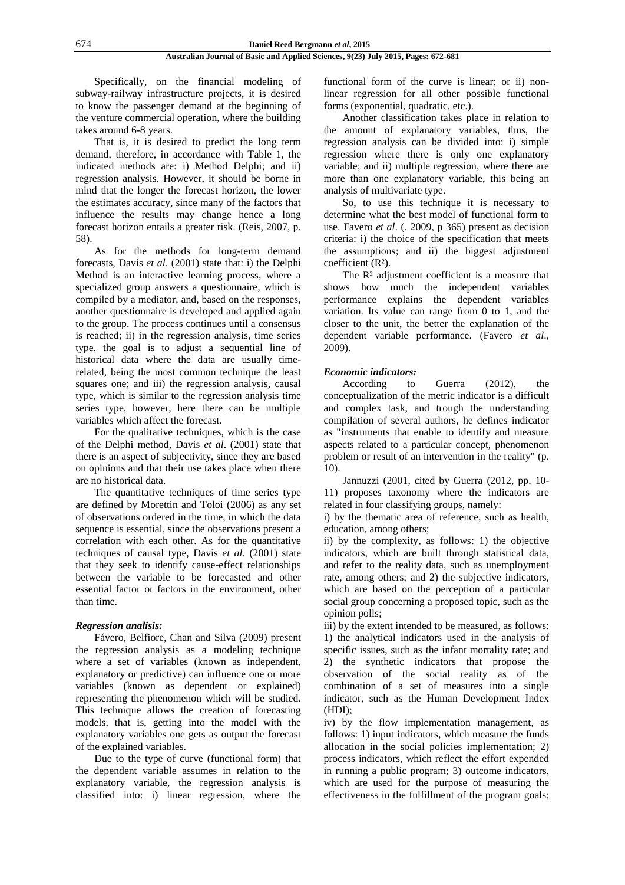Specifically, on the financial modeling of subway-railway infrastructure projects, it is desired to know the passenger demand at the beginning of the venture commercial operation, where the building takes around 6-8 years.

That is, it is desired to predict the long term demand, therefore, in accordance with Table 1, the indicated methods are: i) Method Delphi; and ii) regression analysis. However, it should be borne in mind that the longer the forecast horizon, the lower the estimates accuracy, since many of the factors that influence the results may change hence a long forecast horizon entails a greater risk. (Reis, 2007, p. 58).

As for the methods for long-term demand forecasts, Davis *et al*. (2001) state that: i) the Delphi Method is an interactive learning process, where a specialized group answers a questionnaire, which is compiled by a mediator, and, based on the responses, another questionnaire is developed and applied again to the group. The process continues until a consensus is reached; ii) in the regression analysis, time series type, the goal is to adjust a sequential line of historical data where the data are usually time-related, being the most common technique the least squares one; and iii) the regression analysis, causal type, which is similar to the regression analysis time series type, however, here there can be multiple variables which affect the forecast.

For the qualitative techniques, which is the case of the Delphi method, Davis *et al*. (2001) state that there is an aspect of subjectivity, since they are based on opinions and that their use takes place when there are no historical data.

The quantitative techniques of time series type are defined by Morettin and Toloi (2006) as any set of observations ordered in the time, in which the data sequence is essential, since the observations present a correlation with each other. As for the quantitative techniques of causal type, Davis *et al*. (2001) state that they seek to identify cause-effect relationships between the variable to be forecasted and other essential factor or factors in the environment, other than time.

### *Regression analisis:*

Fávero, Belfiore, Chan and Silva (2009) present the regression analysis as a modeling technique where a set of variables (known as independent, explanatory or predictive) can influence one or more variables (known as dependent or explained) representing the phenomenon which will be studied. This technique allows the creation of forecasting models, that is, getting into the model with the explanatory variables one gets as output the forecast of the explained variables.

Due to the type of curve (functional form) that the dependent variable assumes in relation to the explanatory variable, the regression analysis is classified into: i) linear regression, where the functional form of the curve is linear; or ii) non-linear regression for all other possible functional forms (exponential, quadratic, etc.).

Another classification takes place in relation to the amount of explanatory variables, thus, the regression analysis can be divided into: i) simple regression where there is only one explanatory variable; and ii) multiple regression, where there are more than one explanatory variable, this being an analysis of multivariate type.

So, to use this technique it is necessary to determine what the best model of functional form to use. Favero *et al*. (. 2009, p 365) present as decision criteria: i) the choice of the specification that meets the assumptions; and ii) the biggest adjustment coefficient ($R^2$).

The $R^2$ adjustment coefficient is a measure that shows how much the independent variables performance explains the dependent variables variation. Its value can range from 0 to 1, and the closer to the unit, the better the explanation of the dependent variable performance. (Favero *et al*., 2009).

### *Economic indicators:*

According to Guerra (2012), the conceptualization of the metric indicator is a difficult and complex task, and trough the understanding compilation of several authors, he defines indicator as "instruments that enable to identify and measure aspects related to a particular concept, phenomenon problem or result of an intervention in the reality" (p. 10).

Jannuzzi (2001, cited by Guerra (2012, pp. 10-11) proposes taxonomy where the indicators are related in four classifying groups, namely:

i) by the thematic area of reference, such as health, education, among others;

ii) by the complexity, as follows: 1) the objective indicators, which are built through statistical data, and refer to the reality data, such as unemployment rate, among others; and 2) the subjective indicators, which are based on the perception of a particular social group concerning a proposed topic, such as the opinion polls;

iii) by the extent intended to be measured, as follows: 1) the analytical indicators used in the analysis of specific issues, such as the infant mortality rate; and 2) the synthetic indicators that propose the observation of the social reality as of the combination of a set of measures into a single indicator, such as the Human Development Index (HDI);

iv) by the flow implementation management, as follows: 1) input indicators, which measure the funds allocation in the social policies implementation; 2) process indicators, which reflect the effort expended in running a public program; 3) outcome indicators, which are used for the purpose of measuring the effectiveness in the fulfillment of the program goals;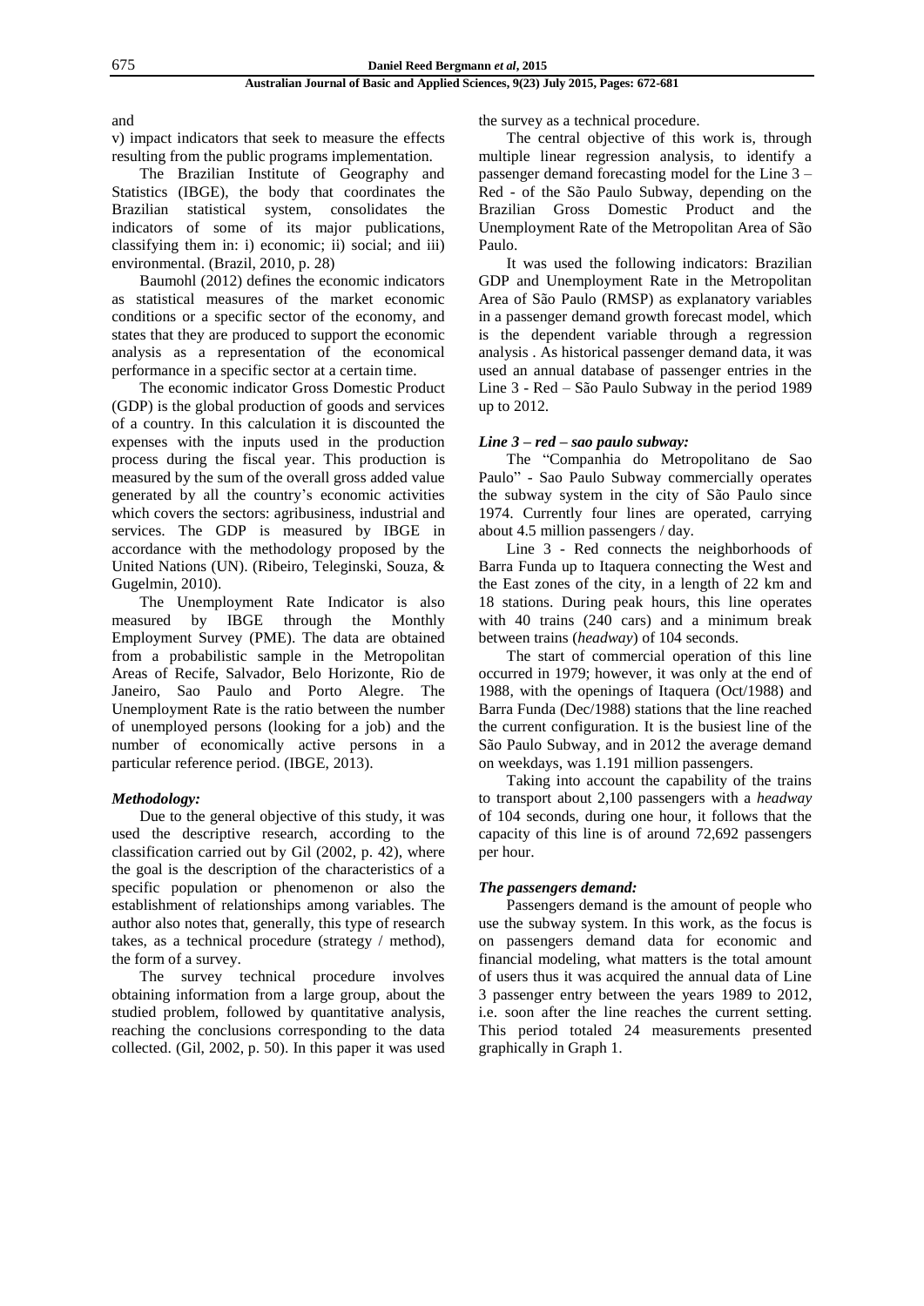and

v) impact indicators that seek to measure the effects resulting from the public programs implementation.

The Brazilian Institute of Geography and Statistics (IBGE), the body that coordinates the Brazilian statistical system, consolidates the indicators of some of its major publications, classifying them in: i) economic; ii) social; and iii) environmental. (Brazil, 2010, p. 28)

Baumohl (2012) defines the economic indicators as statistical measures of the market economic conditions or a specific sector of the economy, and states that they are produced to support the economic analysis as a representation of the economical performance in a specific sector at a certain time.

The economic indicator Gross Domestic Product (GDP) is the global production of goods and services of a country. In this calculation it is discounted the expenses with the inputs used in the production process during the fiscal year. This production is measured by the sum of the overall gross added value generated by all the country's economic activities which covers the sectors: agribusiness, industrial and services. The GDP is measured by IBGE in accordance with the methodology proposed by the United Nations (UN). (Ribeiro, Teleginski, Souza, & Gugelmin, 2010).

The Unemployment Rate Indicator is also measured by IBGE through the Monthly Employment Survey (PME). The data are obtained from a probabilistic sample in the Metropolitan Areas of Recife, Salvador, Belo Horizonte, Rio de Janeiro, Sao Paulo and Porto Alegre. The Unemployment Rate is the ratio between the number of unemployed persons (looking for a job) and the number of economically active persons in a particular reference period. (IBGE, 2013).

### *Methodology:*

Due to the general objective of this study, it was used the descriptive research, according to the classification carried out by Gil (2002, p. 42), where the goal is the description of the characteristics of a specific population or phenomenon or also the establishment of relationships among variables. The author also notes that, generally, this type of research takes, as a technical procedure (strategy / method), the form of a survey.

The survey technical procedure involves obtaining information from a large group, about the studied problem, followed by quantitative analysis, reaching the conclusions corresponding to the data collected. (Gil, 2002, p. 50). In this paper it was used the survey as a technical procedure.

The central objective of this work is, through multiple linear regression analysis, to identify a passenger demand forecasting model for the Line 3 – Red - of the São Paulo Subway, depending on the Brazilian Gross Domestic Product and the Unemployment Rate of the Metropolitan Area of São Paulo.

It was used the following indicators: Brazilian GDP and Unemployment Rate in the Metropolitan Area of São Paulo (RMSP) as explanatory variables in a passenger demand growth forecast model, which is the dependent variable through a regression analysis . As historical passenger demand data, it was used an annual database of passenger entries in the Line 3 - Red – São Paulo Subway in the period 1989 up to 2012.

### *Line 3 – red – sao paulo subway:*

The "Companhia do Metropolitano de Sao Paulo" - Sao Paulo Subway commercially operates the subway system in the city of São Paulo since 1974. Currently four lines are operated, carrying about 4.5 million passengers / day.

Line 3 - Red connects the neighborhoods of Barra Funda up to Itaquera connecting the West and the East zones of the city, in a length of 22 km and 18 stations. During peak hours, this line operates with 40 trains (240 cars) and a minimum break between trains (*headway*) of 104 seconds.

The start of commercial operation of this line occurred in 1979; however, it was only at the end of 1988, with the openings of Itaquera (Oct/1988) and Barra Funda (Dec/1988) stations that the line reached the current configuration. It is the busiest line of the São Paulo Subway, and in 2012 the average demand on weekdays, was 1.191 million passengers.

Taking into account the capability of the trains to transport about 2,100 passengers with a *headway* of 104 seconds, during one hour, it follows that the capacity of this line is of around 72,692 passengers per hour.

### *The passengers demand:*

Passengers demand is the amount of people who use the subway system. In this work, as the focus is on passengers demand data for economic and financial modeling, what matters is the total amount of users thus it was acquired the annual data of Line 3 passenger entry between the years 1989 to 2012, i.e. soon after the line reaches the current setting. This period totaled 24 measurements presented graphically in Graph 1.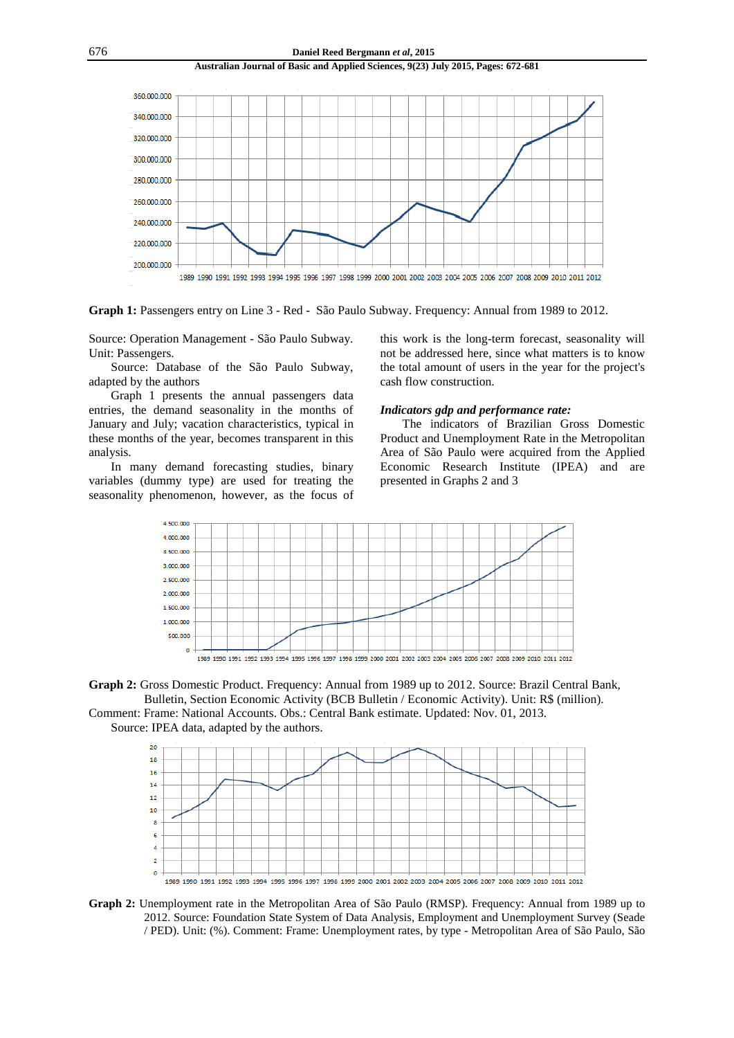**Graph 1:** Passengers entry on Line 3 - Red - São Paulo Subway. Frequency: Annual from 1989 to 2012.

Source: Operation Management - São Paulo Subway. Unit: Passengers.

Source: Database of the São Paulo Subway, adapted by the authors

Graph 1 presents the annual passengers data entries, the demand seasonality in the months of January and July; vacation characteristics, typical in these months of the year, becomes transparent in this analysis.

In many demand forecasting studies, binary variables (dummy type) are used for treating the seasonality phenomenon, however, as the focus of this work is the long-term forecast, seasonality will not be addressed here, since what matters is to know the total amount of users in the year for the project's cash flow construction.

### *Indicators gdp and performance rate:*

The indicators of Brazilian Gross Domestic Product and Unemployment Rate in the Metropolitan Area of São Paulo were acquired from the Applied Economic Research Institute (IPEA) and are presented in Graphs 2 and 3

**Graph 2:** Gross Domestic Product. Frequency: Annual from 1989 up to 2012. Source: Brazil Central Bank, Bulletin, Section Economic Activity (BCB Bulletin / Economic Activity). Unit: R$ (million). Comment: Frame: National Accounts. Obs.: Central Bank estimate. Updated: Nov. 01, 2013.

Source: IPEA data, adapted by the authors.

**Graph 2:** Unemployment rate in the Metropolitan Area of São Paulo (RMSP). Frequency: Annual from 1989 up to 2012. Source: Foundation State System of Data Analysis, Employment and Unemployment Survey (Seade / PED). Unit: (%). Comment: Frame: Unemployment rates, by type - Metropolitan Area of São Paulo, São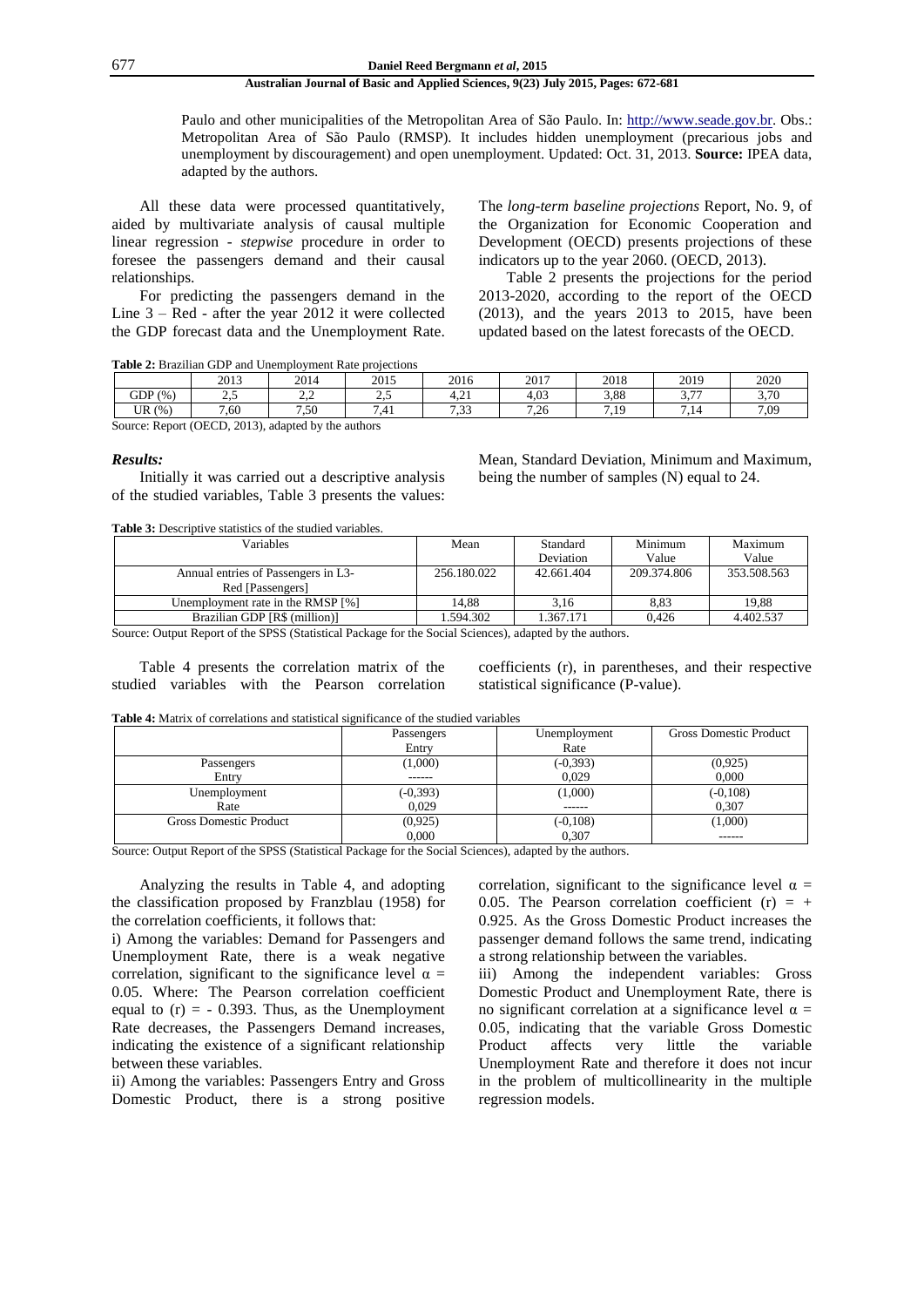Paulo and other municipalities of the Metropolitan Area of São Paulo. In: http://www.seade.gov.br. Obs.: Metropolitan Area of São Paulo (RMSP). It includes hidden unemployment (precarious jobs and unemployment by discouragement) and open unemployment. Updated: Oct. 31, 2013. **Source:** IPEA data, adapted by the authors.

All these data were processed quantitatively, aided by multivariate analysis of causal multiple linear regression - *stepwise* procedure in order to foresee the passengers demand and their causal relationships.

For predicting the passengers demand in the Line 3 – Red - after the year 2012 it were collected the GDP forecast data and the Unemployment Rate. The *long-term baseline projections* Report, No. 9, of the Organization for Economic Cooperation and Development (OECD) presents projections of these indicators up to the year 2060. (OECD, 2013).

Table 2 presents the projections for the period 2013-2020, according to the report of the OECD (2013), and the years 2013 to 2015, have been updated based on the latest forecasts of the OECD.

**Table 2:** Brazilian GDP and Unemployment Rate projections

| | 2013 | 2014 | 2015 | 2016 | 2017 | 2018 | 2019 | 2020 |
|---|---|---|---|---|---|---|---|---|
| GDP (%) | 2,5 | 2,2 | 2,5 | 4,21 | 4,03 | 3,88 | 3,77 | 3,70 |
| UR (%) | 7,60 | 7,50 | 7,41 | 7,33 | 7,26 | 7,19 | 7,14 | 7,09 |

Source: Report (OECD, 2013), adapted by the authors

### *Results:*

Initially it was carried out a descriptive analysis of the studied variables, Table 3 presents the values: Mean, Standard Deviation, Minimum and Maximum, being the number of samples (N) equal to 24.

**Table 3:** Descriptive statistics of the studied variables.

| Variables | Mean | Standard Deviation | Minimum Value | Maximum Value |
|---|---|---|---|---|
| Annual entries of Passengers in L3-Red [Passengers] | 256.180.022 | 42.661.404 | 209.374.806 | 353.508.563 |
| Unemployment rate in the RMSP [%] | 14,88 | 3,16 | 8,83 | 19,88 |
| Brazilian GDP [R$ (million)] | 1.594.302 | 1.367.171 | 0,426 | 4.402.537 |

Source: Output Report of the SPSS (Statistical Package for the Social Sciences), adapted by the authors.

Table 4 presents the correlation matrix of the studied variables with the Pearson correlation coefficients (r), in parentheses, and their respective statistical significance (P-value).

**Table 4:** Matrix of correlations and statistical significance of the studied variables

| | Passengers Entry | Unemployment Rate | Gross Domestic Product |
|---|---|---|---|
| Passengers Entry | (1,000)<br>------ | (-0,393)<br>0,029 | (0,925)<br>0,000 |
| Unemployment Rate | (-0,393)<br>0,029 | (1,000)<br>------ | (-0,108)<br>0,307 |
| Gross Domestic Product | (0,925)<br>0,000 | (-0,108)<br>0,307 | (1,000)<br>------ |

Source: Output Report of the SPSS (Statistical Package for the Social Sciences), adapted by the authors.

Analyzing the results in Table 4, and adopting the classification proposed by Franzblau (1958) for the correlation coefficients, it follows that:

i) Among the variables: Demand for Passengers and Unemployment Rate, there is a weak negative correlation, significant to the significance level $\alpha$ = 0.05. Where: The Pearson correlation coefficient equal to (r) = - 0.393. Thus, as the Unemployment Rate decreases, the Passengers Demand increases, indicating the existence of a significant relationship between these variables.

ii) Among the variables: Passengers Entry and Gross Domestic Product, there is a strong positive correlation, significant to the significance level $\alpha$ = 0.05. The Pearson correlation coefficient (r) = + 0.925. As the Gross Domestic Product increases the passenger demand follows the same trend, indicating a strong relationship between the variables.

iii) Among the independent variables: Gross Domestic Product and Unemployment Rate, there is no significant correlation at a significance level $\alpha$ = 0.05, indicating that the variable Gross Domestic Product affects very little the variable Unemployment Rate and therefore it does not incur in the problem of multicollinearity in the multiple regression models.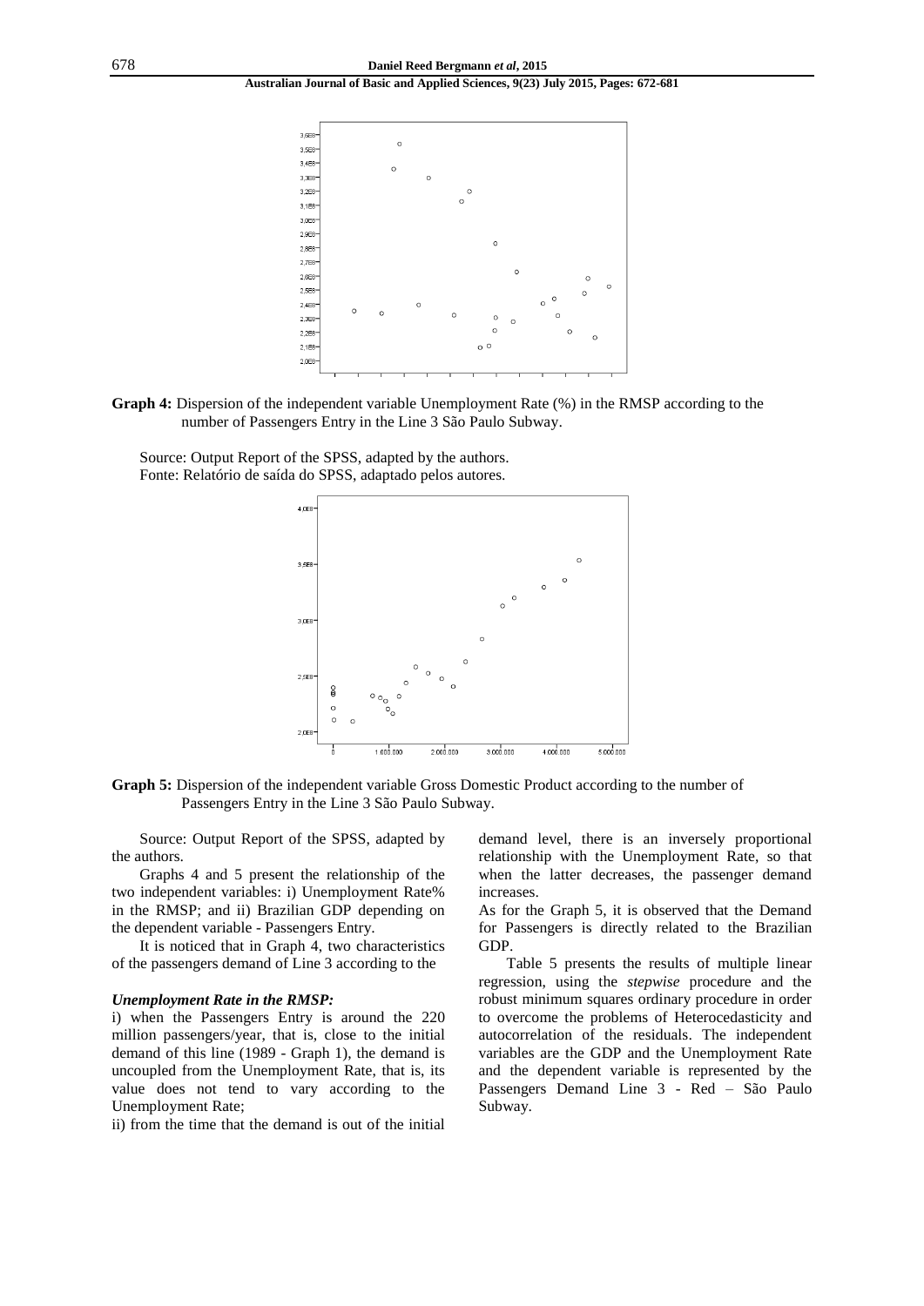**Graph 4:** Dispersion of the independent variable Unemployment Rate (%) in the RMSP according to the number of Passengers Entry in the Line 3 São Paulo Subway.

Source: Output Report of the SPSS, adapted by the authors.
Fonte: Relatório de saída do SPSS, adaptado pelos autores.

**Graph 5:** Dispersion of the independent variable Gross Domestic Product according to the number of Passengers Entry in the Line 3 São Paulo Subway.

Source: Output Report of the SPSS, adapted by the authors.

Graphs 4 and 5 present the relationship of the two independent variables: i) Unemployment Rate% in the RMSP; and ii) Brazilian GDP depending on the dependent variable - Passengers Entry.

It is noticed that in Graph 4, two characteristics of the passengers demand of Line 3 according to the

***Unemployment Rate in the RMSP:***

i) when the Passengers Entry is around the 220 million passengers/year, that is, close to the initial demand of this line (1989 - Graph 1), the demand is uncoupled from the Unemployment Rate, that is, its value does not tend to vary according to the Unemployment Rate;

ii) from the time that the demand is out of the initial demand level, there is an inversely proportional relationship with the Unemployment Rate, so that when the latter decreases, the passenger demand increases.

As for the Graph 5, it is observed that the Demand for Passengers is directly related to the Brazilian GDP.

Table 5 presents the results of multiple linear regression, using the *stepwise* procedure and the robust minimum squares ordinary procedure in order to overcome the problems of Heterocedasticity and autocorrelation of the residuals. The independent variables are the GDP and the Unemployment Rate and the dependent variable is represented by the Passengers Demand Line 3 - Red – São Paulo Subway.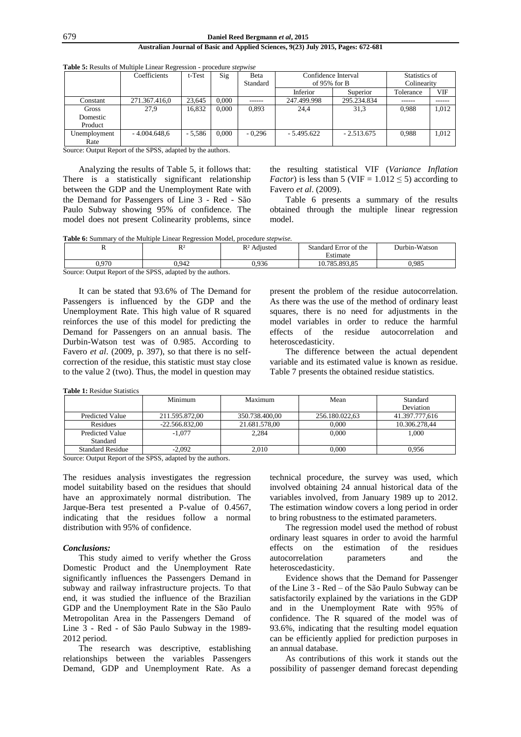**Table 5:** Results of Multiple Linear Regression - procedure *stepwise*

| | Coefficients | t-Test | Sig | Beta Standard | Confidence Interval of 95% for B | | Statistics of Colinearity | |
|---|---|---|---|---|---|---|---|---|
| | | | | | Inferior | Superior | Tolerance | VIF |
| Constant | 271.367.416,0 | 23,645 | 0,000 | ------ | 247.499.998 | 295.234.834 | ------ | ------ |
| Gross Domestic Product | 27,9 | 16,832 | 0,000 | 0,893 | 24,4 | 31,3 | 0,988 | 1,012 |
| Unemployment Rate | - 4.004.648,6 | - 5,586 | 0,000 | - 0,296 | - 5.495.622 | - 2.513.675 | 0,988 | 1,012 |

Source: Output Report of the SPSS, adapted by the authors.

Analyzing the results of Table 5, it follows that: There is a statistically significant relationship between the GDP and the Unemployment Rate with the Demand for Passengers of Line 3 - Red - São Paulo Subway showing 95% of confidence. The model does not present Colinearity problems, since the resulting statistical VIF (*Variance Inflation Factor*) is less than 5 (VIF = 1.012 ≤ 5) according to Favero *et al*. (2009).

Table 6 presents a summary of the results obtained through the multiple linear regression model.

**Table 6:** Summary of the Multiple Linear Regression Model, procedure *stepwise.*

| R | R² | R² Adjusted | Standard Error of the Estimate | Durbin-Watson |
|---|---|---|---|---|
| 0,970 | 0,942 | 0,936 | 10.785.893,85 | 0,985 |

Source: Output Report of the SPSS, adapted by the authors.

It can be stated that 93.6% of The Demand for Passengers is influenced by the GDP and the Unemployment Rate. This high value of R squared reinforces the use of this model for predicting the Demand for Passengers on an annual basis. The Durbin-Watson test was of 0.985. According to Favero *et al*. (2009, p. 397), so that there is no self-correction of the residue, this statistic must stay close to the value 2 (two). Thus, the model in question may present the problem of the residue autocorrelation. As there was the use of the method of ordinary least squares, there is no need for adjustments in the model variables in order to reduce the harmful effects of the residue autocorrelation and heteroscedasticity.

The difference between the actual dependent variable and its estimated value is known as residue. Table 7 presents the obtained residue statistics.

**Table 1:** Residue Statistics

| | Minimum | Maximum | Mean | Standard Deviation |
|---|---|---|---|---|
| Predicted Value | 211.595.872,00 | 350.738.400,00 | 256.180.022,63 | 41.397.777,616 |
| Residues | -22.566.832,00 | 21.681.578,00 | 0,000 | 10.306.278,44 |
| Predicted Value Standard | -1,077 | 2,284 | 0,000 | 1,000 |
| Standard Residue | -2,092 | 2,010 | 0,000 | 0,956 |

Source: Output Report of the SPSS, adapted by the authors.

The residues analysis investigates the regression model suitability based on the residues that should have an approximately normal distribution. The Jarque-Bera test presented a P-value of 0.4567, indicating that the residues follow a normal distribution with 95% of confidence.

### *Conclusions:*

This study aimed to verify whether the Gross Domestic Product and the Unemployment Rate significantly influences the Passengers Demand in subway and railway infrastructure projects. To that end, it was studied the influence of the Brazilian GDP and the Unemployment Rate in the São Paulo Metropolitan Area in the Passengers Demand of Line 3 - Red - of São Paulo Subway in the 1989-2012 period.

The research was descriptive, establishing relationships between the variables Passengers Demand, GDP and Unemployment Rate. As a technical procedure, the survey was used, which involved obtaining 24 annual historical data of the variables involved, from January 1989 up to 2012. The estimation window covers a long period in order to bring robustness to the estimated parameters.

The regression model used the method of robust ordinary least squares in order to avoid the harmful effects on the estimation of the residues autocorrelation parameters and the heteroscedasticity.

Evidence shows that the Demand for Passenger of the Line 3 - Red – of the São Paulo Subway can be satisfactorily explained by the variations in the GDP and in the Unemployment Rate with 95% of confidence. The R squared of the model was of 93.6%, indicating that the resulting model equation can be efficiently applied for prediction purposes in an annual database.

As contributions of this work it stands out the possibility of passenger demand forecast depending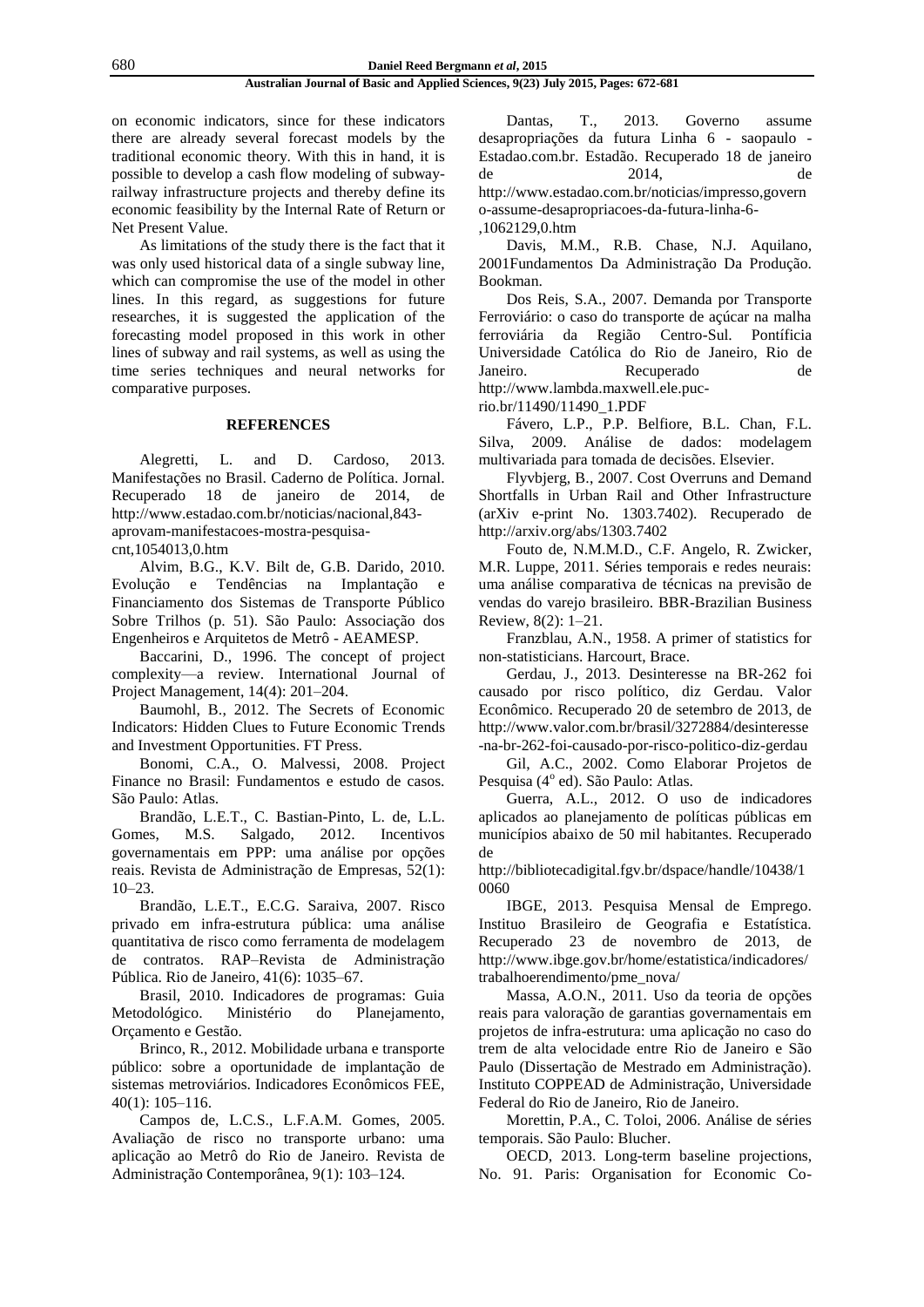on economic indicators, since for these indicators there are already several forecast models by the traditional economic theory. With this in hand, it is possible to develop a cash flow modeling of subway-railway infrastructure projects and thereby define its economic feasibility by the Internal Rate of Return or Net Present Value.

As limitations of the study there is the fact that it was only used historical data of a single subway line, which can compromise the use of the model in other lines. In this regard, as suggestions for future researches, it is suggested the application of the forecasting model proposed in this work in other lines of subway and rail systems, as well as using the time series techniques and neural networks for comparative purposes.

## REFERENCES

Alegretti, L. and D. Cardoso, 2013. Manifestações no Brasil. Caderno de Política. Jornal. Recuperado 18 de janeiro de 2014, de http://www.estadao.com.br/noticias/nacional,843-aprovam-manifestacoes-mostra-pesquisa-cnt,1054013,0.htm

Alvim, B.G., K.V. Bilt de, G.B. Darido, 2010. Evolução e Tendências na Implantação e Financiamento dos Sistemas de Transporte Público Sobre Trilhos (p. 51). São Paulo: Associação dos Engenheiros e Arquitetos de Metrô - AEAMESP.

Baccarini, D., 1996. The concept of project complexity—a review. International Journal of Project Management, 14(4): 201–204.

Baumohl, B., 2012. The Secrets of Economic Indicators: Hidden Clues to Future Economic Trends and Investment Opportunities. FT Press.

Bonomi, C.A., O. Malvessi, 2008. Project Finance no Brasil: Fundamentos e estudo de casos. São Paulo: Atlas.

Brandão, L.E.T., C. Bastian-Pinto, L. de, L.L. Gomes, M.S. Salgado, 2012. Incentivos governamentais em PPP: uma análise por opções reais. Revista de Administração de Empresas, 52(1): 10–23.

Brandão, L.E.T., E.C.G. Saraiva, 2007. Risco privado em infra-estrutura pública: uma análise quantitativa de risco como ferramenta de modelagem de contratos. RAP–Revista de Administração Pública. Rio de Janeiro, 41(6): 1035–67.

Brasil, 2010. Indicadores de programas: Guia Metodológico. Ministério do Planejamento, Orçamento e Gestão.

Brinco, R., 2012. Mobilidade urbana e transporte público: sobre a oportunidade de implantação de sistemas metroviários. Indicadores Econômicos FEE, 40(1): 105–116.

Campos de, L.C.S., L.F.A.M. Gomes, 2005. Avaliação de risco no transporte urbano: uma aplicação ao Metrô do Rio de Janeiro. Revista de Administração Contemporânea, 9(1): 103–124.

Dantas, T., 2013. Governo assume desapropriações da futura Linha 6 - saopaulo - Estadao.com.br. Estadão. Recuperado 18 de janeiro de 2014, de http://www.estadao.com.br/noticias/impresso,governo-assume-desapropriacoes-da-futura-linha-6-,1062129,0.htm

Davis, M.M., R.B. Chase, N.J. Aquilano, 2001Fundamentos Da Administração Da Produção. Bookman.

Dos Reis, S.A., 2007. Demanda por Transporte Ferroviário: o caso do transporte de açúcar na malha ferroviária da Região Centro-Sul. Pontíficia Universidade Católica do Rio de Janeiro, Rio de Janeiro. Recuperado de http://www.lambda.maxwell.ele.puc-rio.br/11490/11490_1.PDF

Fávero, L.P., P.P. Belfiore, B.L. Chan, F.L. Silva, 2009. Análise de dados: modelagem multivariada para tomada de decisões. Elsevier.

Flyvbjerg, B., 2007. Cost Overruns and Demand Shortfalls in Urban Rail and Other Infrastructure (arXiv e-print No. 1303.7402). Recuperado de http://arxiv.org/abs/1303.7402

Fouto de, N.M.M.D., C.F. Angelo, R. Zwicker, M.R. Luppe, 2011. Séries temporais e redes neurais: uma análise comparativa de técnicas na previsão de vendas do varejo brasileiro. BBR-Brazilian Business Review, 8(2): 1–21.

Franzblau, A.N., 1958. A primer of statistics for non-statisticians. Harcourt, Brace.

Gerdau, J., 2013. Desinteresse na BR-262 foi causado por risco político, diz Gerdau. Valor Econômico. Recuperado 20 de setembro de 2013, de http://www.valor.com.br/brasil/3272884/desinteresse-na-br-262-foi-causado-por-risco-politico-diz-gerdau

Gil, A.C., 2002. Como Elaborar Projetos de Pesquisa (4º ed). São Paulo: Atlas.

Guerra, A.L., 2012. O uso de indicadores aplicados ao planejamento de políticas públicas em municípios abaixo de 50 mil habitantes. Recuperado de http://bibliotecadigital.fgv.br/dspace/handle/10438/10060

IBGE, 2013. Pesquisa Mensal de Emprego. Instituo Brasileiro de Geografia e Estatística. Recuperado 23 de novembro de 2013, de http://www.ibge.gov.br/home/estatistica/indicadores/trabalhoerendimento/pme_nova/

Massa, A.O.N., 2011. Uso da teoria de opções reais para valoração de garantias governamentais em projetos de infra-estrutura: uma aplicação no caso do trem de alta velocidade entre Rio de Janeiro e São Paulo (Dissertação de Mestrado em Administração). Instituto COPPEAD de Administração, Universidade Federal do Rio de Janeiro, Rio de Janeiro.

Morettin, P.A., C. Toloi, 2006. Análise de séries temporais. São Paulo: Blucher.

OECD, 2013. Long-term baseline projections, No. 91. Paris: Organisation for Economic Co-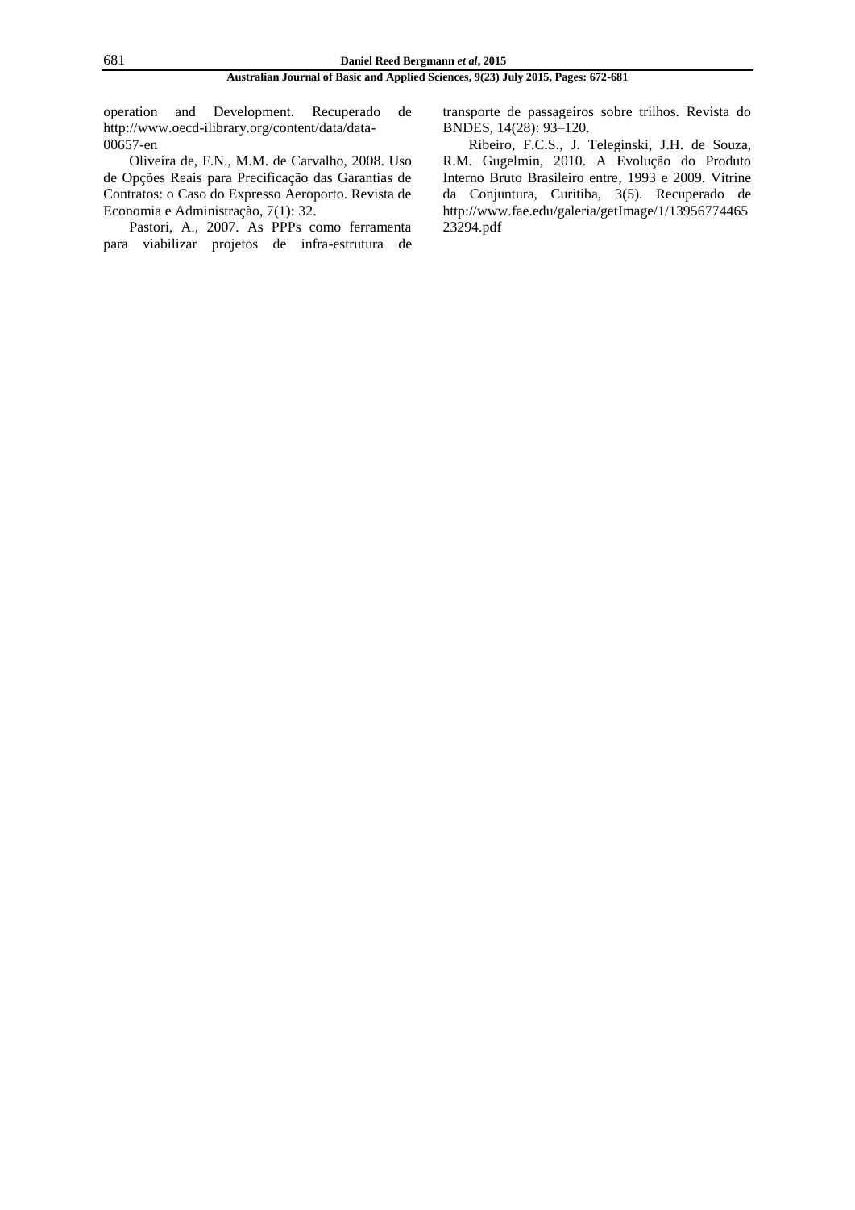operation and Development. Recuperado de http://www.oecd-ilibrary.org/content/data/data-00657-en

Oliveira de, F.N., M.M. de Carvalho, 2008. Uso de Opções Reais para Precificação das Garantias de Contratos: o Caso do Expresso Aeroporto. Revista de Economia e Administração, 7(1): 32.

Pastori, A., 2007. As PPPs como ferramenta para viabilizar projetos de infra-estrutura de transporte de passageiros sobre trilhos. Revista do BNDES, 14(28): 93–120.

Ribeiro, F.C.S., J. Teleginski, J.H. de Souza, R.M. Gugelmin, 2010. A Evolução do Produto Interno Bruto Brasileiro entre, 1993 e 2009. Vitrine da Conjuntura, Curitiba, 3(5). Recuperado de http://www.fae.edu/galeria/getImage/1/1395677446523294.pdf